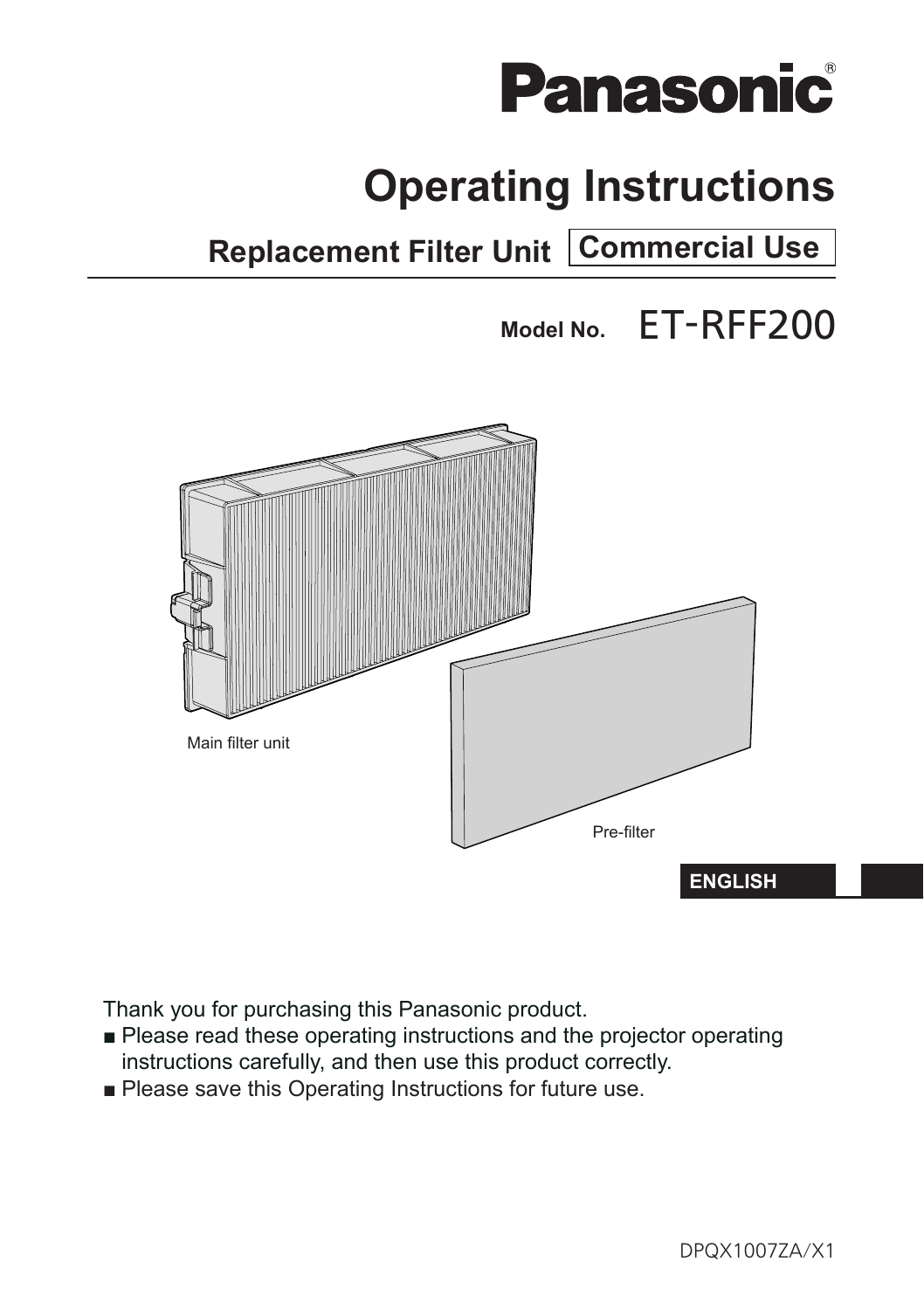Panasonic®

# Operating Instructions

## Replacement Filter Unit Commercial Use

**Model No.** ET-RFF200

Main filter unit

Pre-filter

**ENGLISH**

Thank you for purchasing this Panasonic product.

- Please read these operating instructions and the projector operating instructions carefully, and then use this product correctly.
- Please save this Operating Instructions for future use.

DPQX1007ZA/X1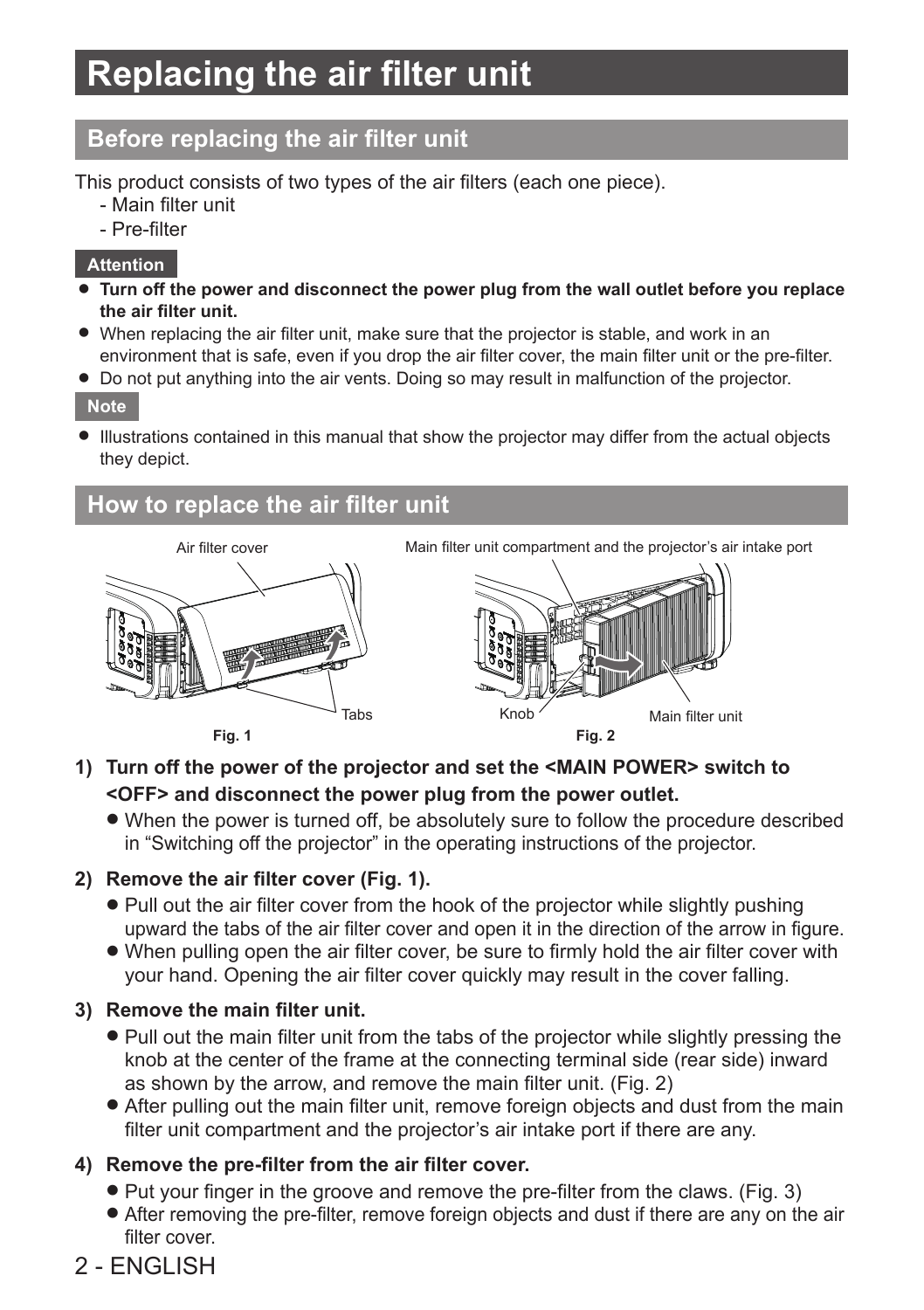# Replacing the air filter unit

## Before replacing the air filter unit

This product consists of two types of the air filters (each one piece).

- Main filter unit
- Pre-filter

**Attention**

- **Turn off the power and disconnect the power plug from the wall outlet before you replace the air filter unit.**
- When replacing the air filter unit, make sure that the projector is stable, and work in an environment that is safe, even if you drop the air filter cover, the main filter unit or the pre-filter.
- Do not put anything into the air vents. Doing so may result in malfunction of the projector.

**Note**

- Illustrations contained in this manual that show the projector may differ from the actual objects they depict.

## How to replace the air filter unit

Air filter cover

Tabs

**Fig. 1**

Main filter unit compartment and the projector's air intake port

Knob

Main filter unit

**Fig. 2**

1) **Turn off the power of the projector and set the <MAIN POWER> switch to <OFF> and disconnect the power plug from the power outlet.**
   - When the power is turned off, be absolutely sure to follow the procedure described in "Switching off the projector" in the operating instructions of the projector.

2) **Remove the air filter cover (Fig. 1).**
   - Pull out the air filter cover from the hook of the projector while slightly pushing upward the tabs of the air filter cover and open it in the direction of the arrow in figure.
   - When pulling open the air filter cover, be sure to firmly hold the air filter cover with your hand. Opening the air filter cover quickly may result in the cover falling.

3) **Remove the main filter unit.**
   - Pull out the main filter unit from the tabs of the projector while slightly pressing the knob at the center of the frame at the connecting terminal side (rear side) inward as shown by the arrow, and remove the main filter unit. (Fig. 2)
   - After pulling out the main filter unit, remove foreign objects and dust from the main filter unit compartment and the projector's air intake port if there are any.

4) **Remove the pre-filter from the air filter cover.**
   - Put your finger in the groove and remove the pre-filter from the claws. (Fig. 3)
   - After removing the pre-filter, remove foreign objects and dust if there are any on the air filter cover.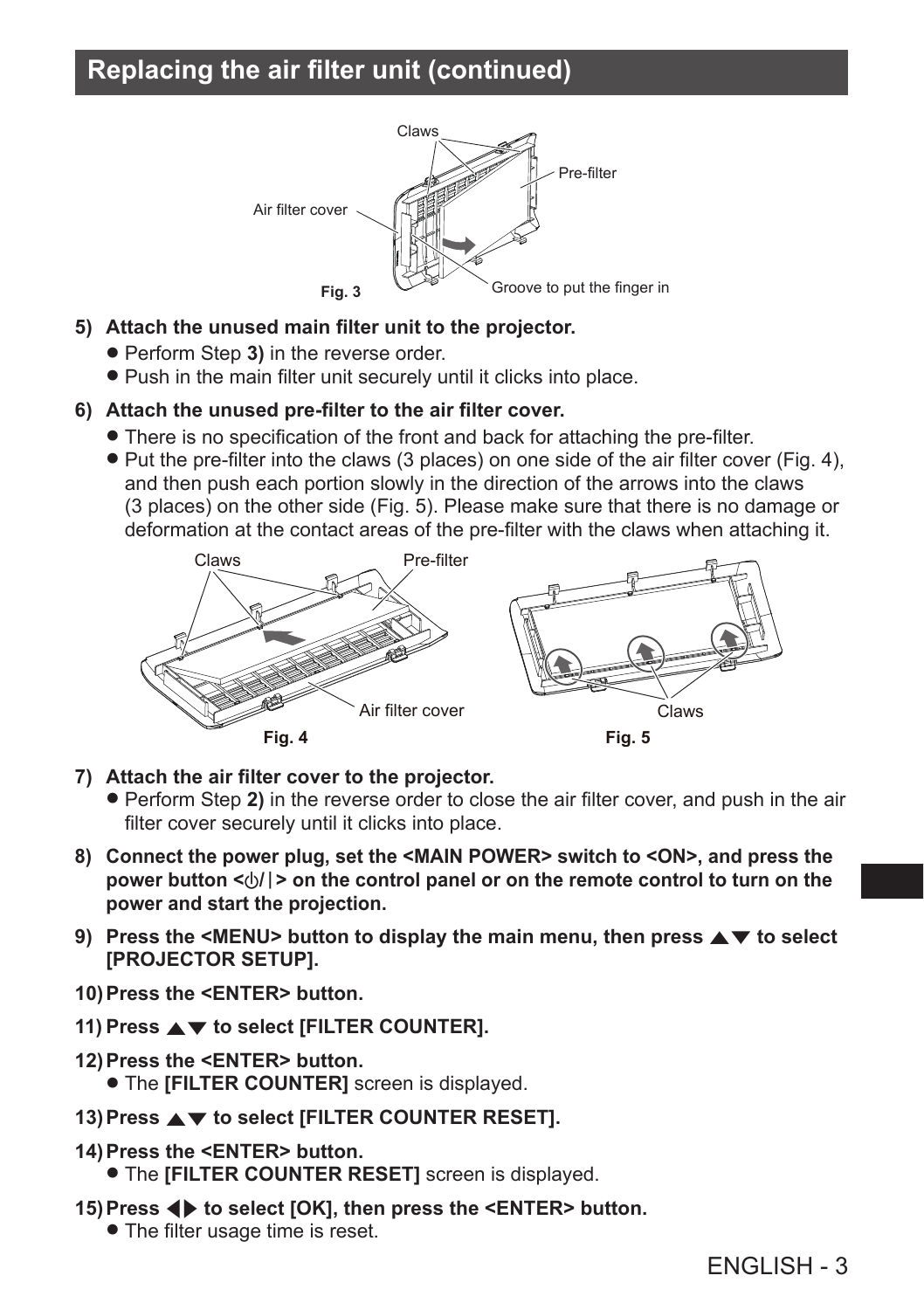## Replacing the air filter unit (continued)

Claws

Pre-filter

Air filter cover

Groove to put the finger in

Fig. 3

**5) Attach the unused main filter unit to the projector.**

- Perform Step **3)** in the reverse order.
- Push in the main filter unit securely until it clicks into place.

**6) Attach the unused pre-filter to the air filter cover.**

- There is no specification of the front and back for attaching the pre-filter.
- Put the pre-filter into the claws (3 places) on one side of the air filter cover (Fig. 4), and then push each portion slowly in the direction of the arrows into the claws (3 places) on the other side (Fig. 5). Please make sure that there is no damage or deformation at the contact areas of the pre-filter with the claws when attaching it.

Claws

Pre-filter

Air filter cover

Fig. 4

Claws

Fig. 5

**7) Attach the air filter cover to the projector.**

- Perform Step **2)** in the reverse order to close the air filter cover, and push in the air filter cover securely until it clicks into place.

**8) Connect the power plug, set the <MAIN POWER> switch to <ON>, and press the power button <⏻/|> on the control panel or on the remote control to turn on the power and start the projection.**

**9) Press the <MENU> button to display the main menu, then press ▲▼ to select [PROJECTOR SETUP].**

**10) Press the <ENTER> button.**

**11) Press ▲▼ to select [FILTER COUNTER].**

**12) Press the <ENTER> button.**

- The **[FILTER COUNTER]** screen is displayed.

**13) Press ▲▼ to select [FILTER COUNTER RESET].**

**14) Press the <ENTER> button.**

- The **[FILTER COUNTER RESET]** screen is displayed.

**15) Press ◀▶ to select [OK], then press the <ENTER> button.**

- The filter usage time is reset.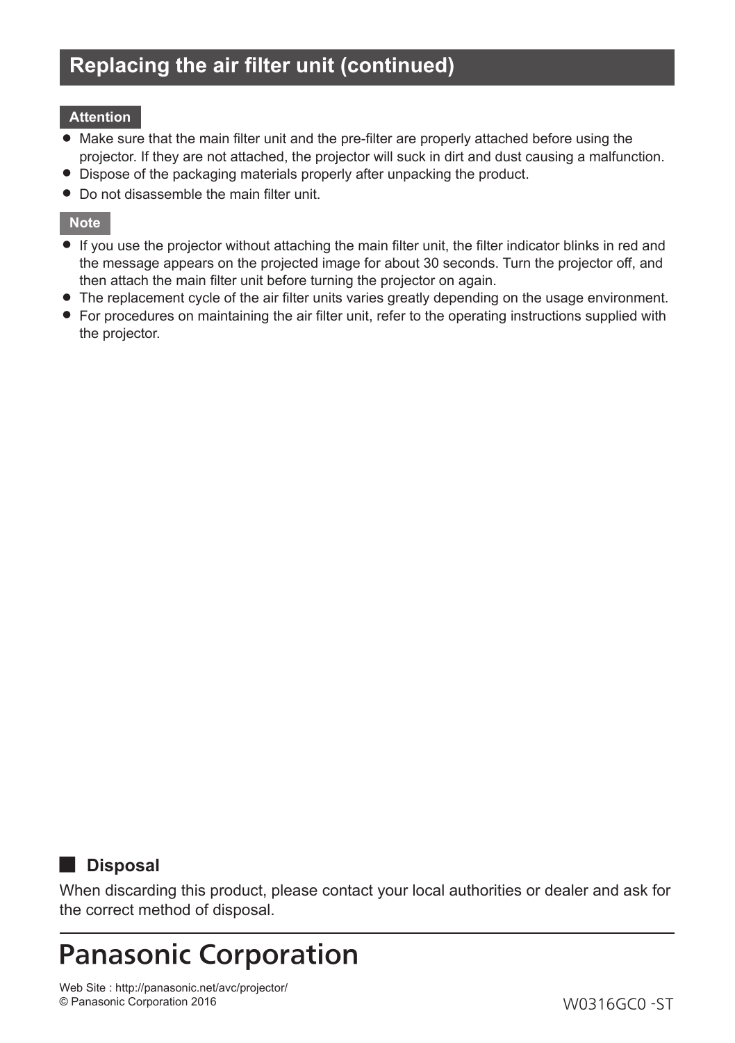## Replacing the air filter unit (continued)

**Attention**

- Make sure that the main filter unit and the pre-filter are properly attached before using the projector. If they are not attached, the projector will suck in dirt and dust causing a malfunction.
- Dispose of the packaging materials properly after unpacking the product.
- Do not disassemble the main filter unit.

**Note**

- If you use the projector without attaching the main filter unit, the filter indicator blinks in red and the message appears on the projected image for about 30 seconds. Turn the projector off, and then attach the main filter unit before turning the projector on again.
- The replacement cycle of the air filter units varies greatly depending on the usage environment.
- For procedures on maintaining the air filter unit, refer to the operating instructions supplied with the projector.

### Disposal

When discarding this product, please contact your local authorities or dealer and ask for the correct method of disposal.

# Panasonic Corporation

Web Site : http://panasonic.net/avc/projector/
© Panasonic Corporation 2016

W0316GC0 -ST